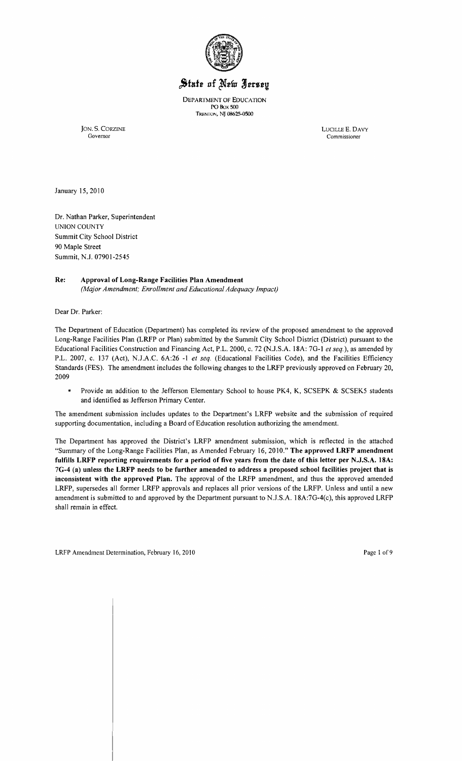# State of New Jersey

DEPARTMENT OF EDUCATION
PO Box 500
TRENTON, NJ 08625-0500

JON. S. CORZINE
Governor

LUCILLE E. DAVY
Commissioner

January 15, 2010

Dr. Nathan Parker, Superintendent
UNION COUNTY
Summit City School District
90 Maple Street
Summit, N.J. 07901-2545

**Re: Approval of Long-Range Facilities Plan Amendment**
*(Major Amendment; Enrollment and Educational Adequacy Impact)*

Dear Dr. Parker:

The Department of Education (Department) has completed its review of the proposed amendment to the approved Long-Range Facilities Plan (LRFP or Plan) submitted by the Summit City School District (District) pursuant to the Educational Facilities Construction and Financing Act, P.L. 2000, c. 72 (N.J.S.A. 18A: 7G-1 *et seq.*), as amended by P.L. 2007, c. 137 (Act), N.J.A.C. 6A:26 -1 *et seq.* (Educational Facilities Code), and the Facilities Efficiency Standards (FES). The amendment includes the following changes to the LRFP previously approved on February 20, 2009

- Provide an addition to the Jefferson Elementary School to house PK4, K, SCSEPK & SCSEK5 students and identified as Jefferson Primary Center.

The amendment submission includes updates to the Department's LRFP website and the submission of required supporting documentation, including a Board of Education resolution authorizing the amendment.

The Department has approved the District's LRFP amendment submission, which is reflected in the attached "Summary of the Long-Range Facilities Plan, as Amended February 16, 2010." **The approved LRFP amendment fulfills LRFP reporting requirements for a period of five years from the date of this letter per N.J.S.A. 18A: 7G-4 (a) unless the LRFP needs to be further amended to address a proposed school facilities project that is inconsistent with the approved Plan.** The approval of the LRFP amendment, and thus the approved amended LRFP, supersedes all former LRFP approvals and replaces all prior versions of the LRFP. Unless and until a new amendment is submitted to and approved by the Department pursuant to N.J.S.A. 18A:7G-4(c), this approved LRFP shall remain in effect.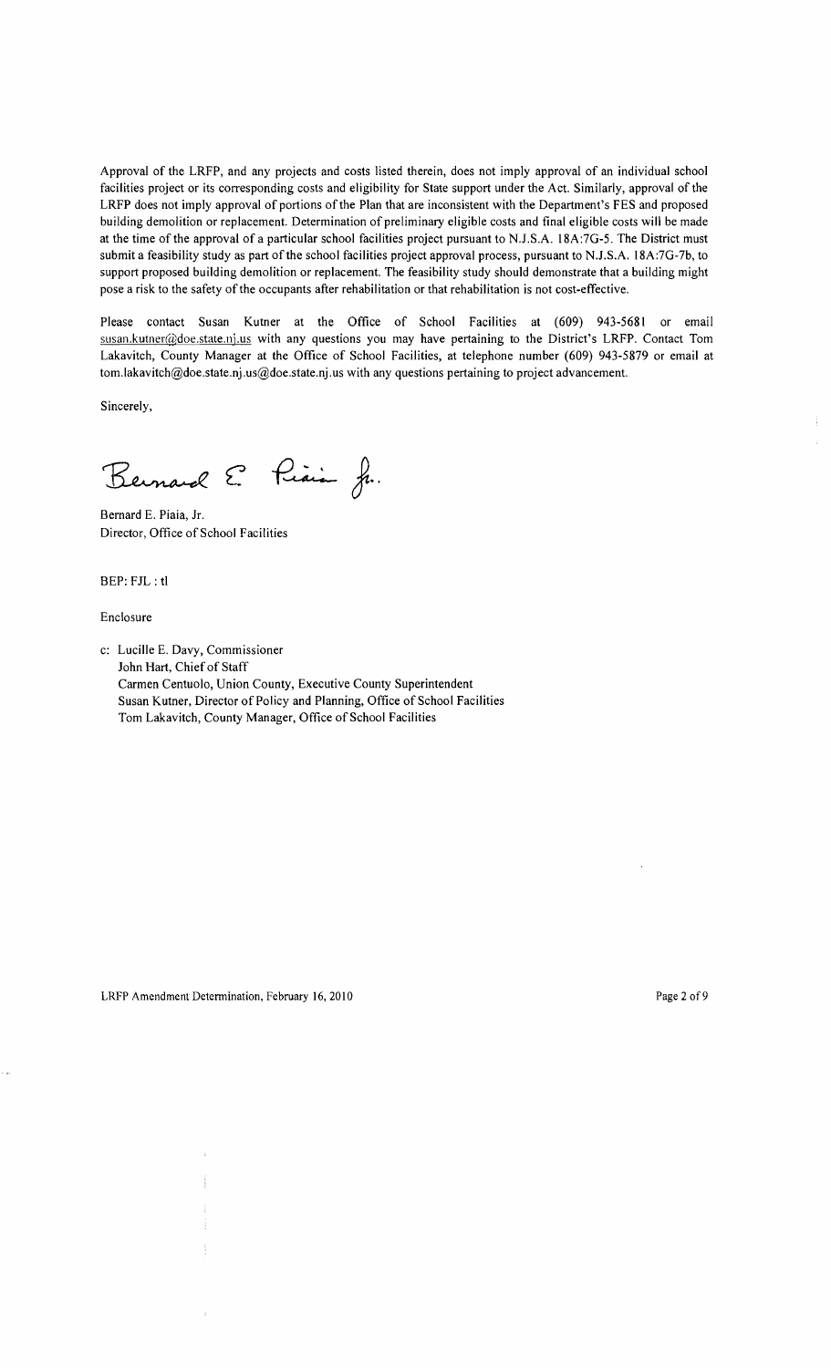Approval of the LRFP, and any projects and costs listed therein, does not imply approval of an individual school facilities project or its corresponding costs and eligibility for State support under the Act. Similarly, approval of the LRFP does not imply approval of portions of the Plan that are inconsistent with the Department's FES and proposed building demolition or replacement. Determination of preliminary eligible costs and final eligible costs will be made at the time of the approval of a particular school facilities project pursuant to N.J.S.A. 18A:7G-5. The District must submit a feasibility study as part of the school facilities project approval process, pursuant to N.J.S.A. 18A:7G-7b, to support proposed building demolition or replacement. The feasibility study should demonstrate that a building might pose a risk to the safety of the occupants after rehabilitation or that rehabilitation is not cost-effective.

Please contact Susan Kutner at the Office of School Facilities at (609) 943-5681 or email susan.kutner@doe.state.nj.us with any questions you may have pertaining to the District's LRFP. Contact Tom Lakavitch, County Manager at the Office of School Facilities, at telephone number (609) 943-5879 or email at tom.lakavitch@doe.state.nj.us@doe.state.nj.us with any questions pertaining to project advancement.

Sincerely,

Bernard E. Piaia, Jr.

Bernard E. Piaia, Jr.
Director, Office of School Facilities

BEP: FJL : tl

Enclosure

c: Lucille E. Davy, Commissioner
John Hart, Chief of Staff
Carmen Centuolo, Union County, Executive County Superintendent
Susan Kutner, Director of Policy and Planning, Office of School Facilities
Tom Lakavitch, County Manager, Office of School Facilities

LRFP Amendment Determination, February 16, 2010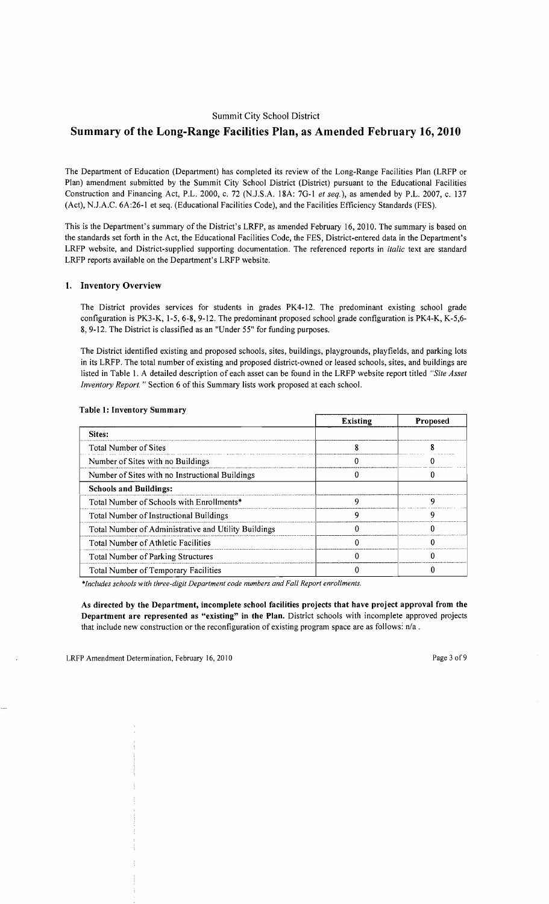Summit City School District

# Summary of the Long-Range Facilities Plan, as Amended February 16, 2010

The Department of Education (Department) has completed its review of the Long-Range Facilities Plan (LRFP or Plan) amendment submitted by the Summit City School District (District) pursuant to the Educational Facilities Construction and Financing Act, P.L. 2000, c. 72 (N.J.S.A. 18A: 7G-1 *et seq.*), as amended by P.L. 2007, c. 137 (Act), N.J.A.C. 6A:26-1 et seq. (Educational Facilities Code), and the Facilities Efficiency Standards (FES).

This is the Department's summary of the District's LRFP, as amended February 16, 2010. The summary is based on the standards set forth in the Act, the Educational Facilities Code, the FES, District-entered data in the Department's LRFP website, and District-supplied supporting documentation. The referenced reports in *italic* text are standard LRFP reports available on the Department's LRFP website.

## 1. Inventory Overview

The District provides services for students in grades PK4-12. The predominant existing school grade configuration is PK3-K, 1-5, 6-8, 9-12. The predominant proposed school grade configuration is PK4-K, K-5,6-8, 9-12. The District is classified as an "Under 55" for funding purposes.

The District identified existing and proposed schools, sites, buildings, playgrounds, playfields, and parking lots in its LRFP. The total number of existing and proposed district-owned or leased schools, sites, and buildings are listed in Table 1. A detailed description of each asset can be found in the LRFP website report titled *"Site Asset Inventory Report."* Section 6 of this Summary lists work proposed at each school.

**Table 1: Inventory Summary**

| | Existing | Proposed |
|---|---|---|
| **Sites:** | | |
| Total Number of Sites | 8 | 8 |
| Number of Sites with no Buildings | 0 | 0 |
| Number of Sites with no Instructional Buildings | 0 | 0 |
| **Schools and Buildings:** | | |
| Total Number of Schools with Enrollments* | 9 | 9 |
| Total Number of Instructional Buildings | 9 | 9 |
| Total Number of Administrative and Utility Buildings | 0 | 0 |
| Total Number of Athletic Facilities | 0 | 0 |
| Total Number of Parking Structures | 0 | 0 |
| Total Number of Temporary Facilities | 0 | 0 |

*\*Includes schools with three-digit Department code numbers and Fall Report enrollments.*

**As directed by the Department, incomplete school facilities projects that have project approval from the Department are represented as "existing" in the Plan.** District schools with incomplete approved projects that include new construction or the reconfiguration of existing program space are as follows: n/a .

LRFP Amendment Determination, February 16, 2010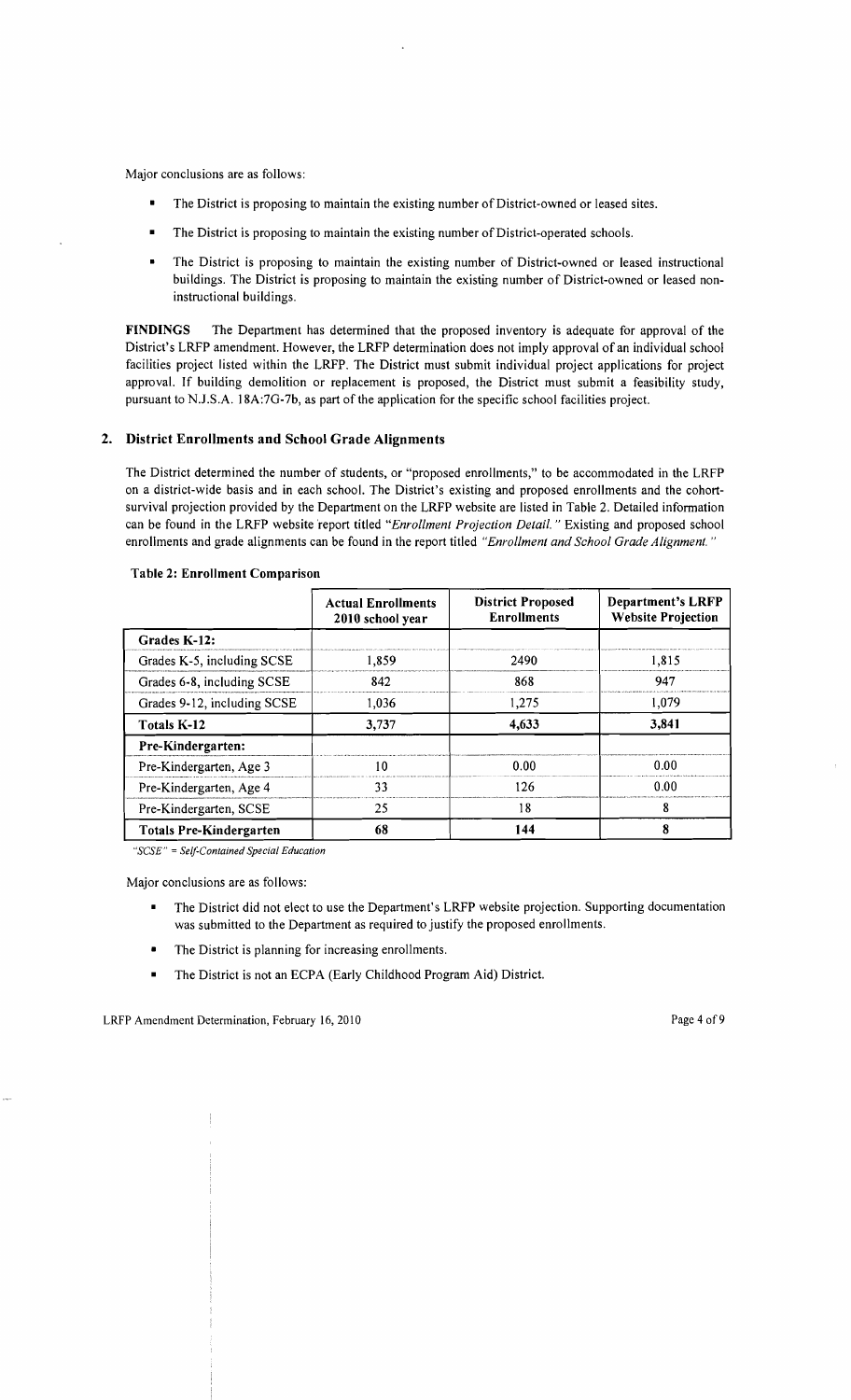Major conclusions are as follows:

- The District is proposing to maintain the existing number of District-owned or leased sites.
- The District is proposing to maintain the existing number of District-operated schools.
- The District is proposing to maintain the existing number of District-owned or leased instructional buildings. The District is proposing to maintain the existing number of District-owned or leased non-instructional buildings.

**FINDINGS** The Department has determined that the proposed inventory is adequate for approval of the District's LRFP amendment. However, the LRFP determination does not imply approval of an individual school facilities project listed within the LRFP. The District must submit individual project applications for project approval. If building demolition or replacement is proposed, the District must submit a feasibility study, pursuant to N.J.S.A. 18A:7G-7b, as part of the application for the specific school facilities project.

## 2. District Enrollments and School Grade Alignments

The District determined the number of students, or "proposed enrollments," to be accommodated in the LRFP on a district-wide basis and in each school. The District's existing and proposed enrollments and the cohort-survival projection provided by the Department on the LRFP website are listed in Table 2. Detailed information can be found in the LRFP website report titled *"Enrollment Projection Detail."* Existing and proposed school enrollments and grade alignments can be found in the report titled *"Enrollment and School Grade Alignment."*

**Table 2: Enrollment Comparison**

| | Actual Enrollments 2010 school year | District Proposed Enrollments | Department's LRFP Website Projection |
|---|---|---|---|
| **Grades K-12:** | | | |
| Grades K-5, including SCSE | 1,859 | 2490 | 1,815 |
| Grades 6-8, including SCSE | 842 | 868 | 947 |
| Grades 9-12, including SCSE | 1,036 | 1,275 | 1,079 |
| **Totals K-12** | **3,737** | **4,633** | **3,841** |
| **Pre-Kindergarten:** | | | |
| Pre-Kindergarten, Age 3 | 10 | 0.00 | 0.00 |
| Pre-Kindergarten, Age 4 | 33 | 126 | 0.00 |
| Pre-Kindergarten, SCSE | 25 | 18 | 8 |
| **Totals Pre-Kindergarten** | **68** | **144** | **8** |

*"SCSE" = Self-Contained Special Education*

Major conclusions are as follows:

- The District did not elect to use the Department's LRFP website projection. Supporting documentation was submitted to the Department as required to justify the proposed enrollments.
- The District is planning for increasing enrollments.
- The District is not an ECPA (Early Childhood Program Aid) District.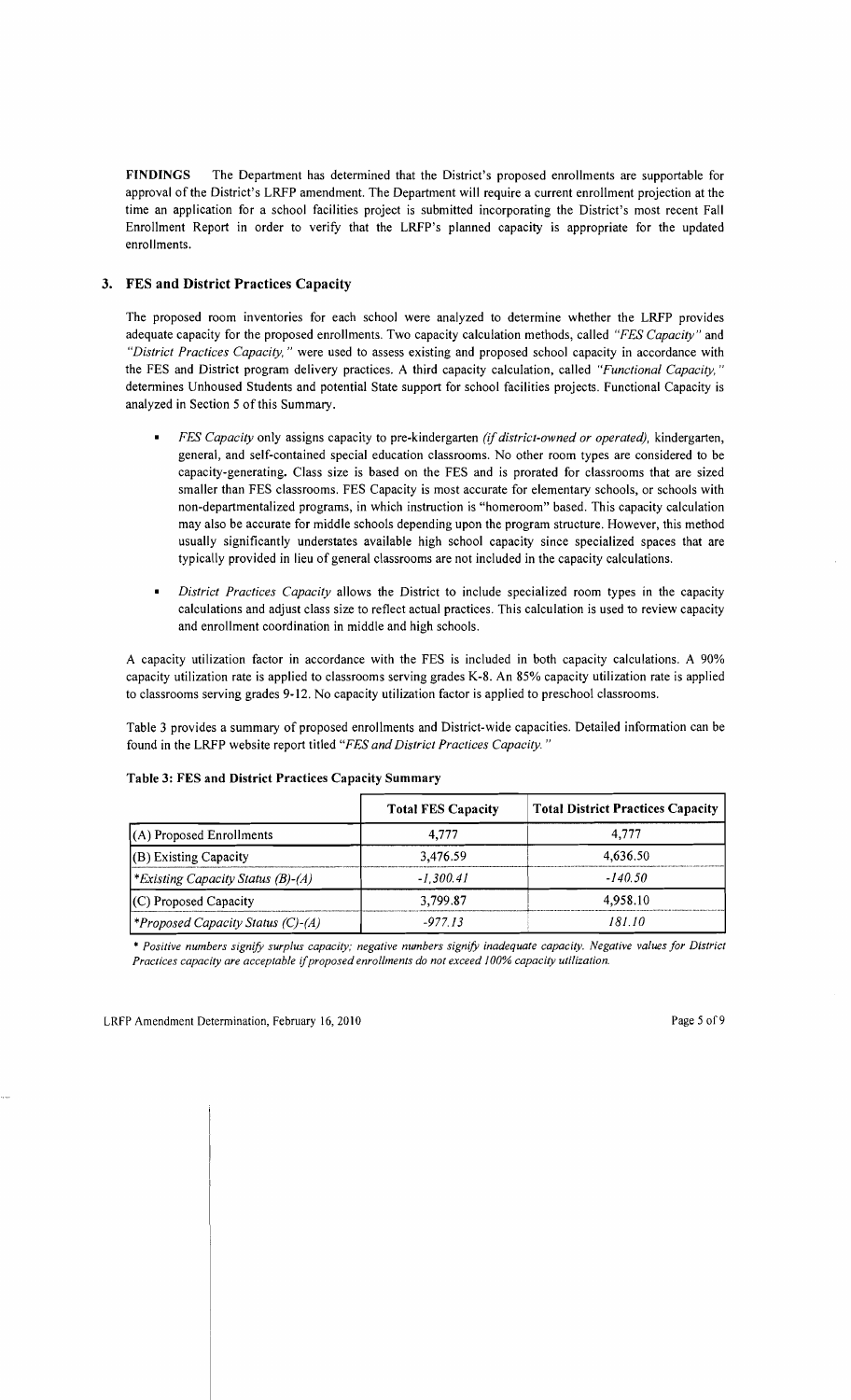**FINDINGS** The Department has determined that the District's proposed enrollments are supportable for approval of the District's LRFP amendment. The Department will require a current enrollment projection at the time an application for a school facilities project is submitted incorporating the District's most recent Fall Enrollment Report in order to verify that the LRFP's planned capacity is appropriate for the updated enrollments.

## 3. FES and District Practices Capacity

The proposed room inventories for each school were analyzed to determine whether the LRFP provides adequate capacity for the proposed enrollments. Two capacity calculation methods, called *"FES Capacity"* and *"District Practices Capacity,"* were used to assess existing and proposed school capacity in accordance with the FES and District program delivery practices. A third capacity calculation, called *"Functional Capacity,"* determines Unhoused Students and potential State support for school facilities projects. Functional Capacity is analyzed in Section 5 of this Summary.

- *FES Capacity* only assigns capacity to pre-kindergarten *(if district-owned or operated)*, kindergarten, general, and self-contained special education classrooms. No other room types are considered to be capacity-generating. Class size is based on the FES and is prorated for classrooms that are sized smaller than FES classrooms. FES Capacity is most accurate for elementary schools, or schools with non-departmentalized programs, in which instruction is "homeroom" based. This capacity calculation may also be accurate for middle schools depending upon the program structure. However, this method usually significantly understates available high school capacity since specialized spaces that are typically provided in lieu of general classrooms are not included in the capacity calculations.
- *District Practices Capacity* allows the District to include specialized room types in the capacity calculations and adjust class size to reflect actual practices. This calculation is used to review capacity and enrollment coordination in middle and high schools.

A capacity utilization factor in accordance with the FES is included in both capacity calculations. A 90% capacity utilization rate is applied to classrooms serving grades K-8. An 85% capacity utilization rate is applied to classrooms serving grades 9-12. No capacity utilization factor is applied to preschool classrooms.

Table 3 provides a summary of proposed enrollments and District-wide capacities. Detailed information can be found in the LRFP website report titled *"FES and District Practices Capacity."*

**Table 3: FES and District Practices Capacity Summary**

| | Total FES Capacity | Total District Practices Capacity |
|---|---|---|
| (A) Proposed Enrollments | 4,777 | 4,777 |
| (B) Existing Capacity | 3,476.59 | 4,636.50 |
| *\*Existing Capacity Status (B)-(A)* | *-1,300.41* | *-140.50* |
| (C) Proposed Capacity | 3,799.87 | 4,958.10 |
| *\*Proposed Capacity Status (C)-(A)* | *-977.13* | *181.10* |

*\* Positive numbers signify surplus capacity; negative numbers signify inadequate capacity. Negative values for District Practices capacity are acceptable if proposed enrollments do not exceed 100% capacity utilization.*

LRFP Amendment Determination, February 16, 2010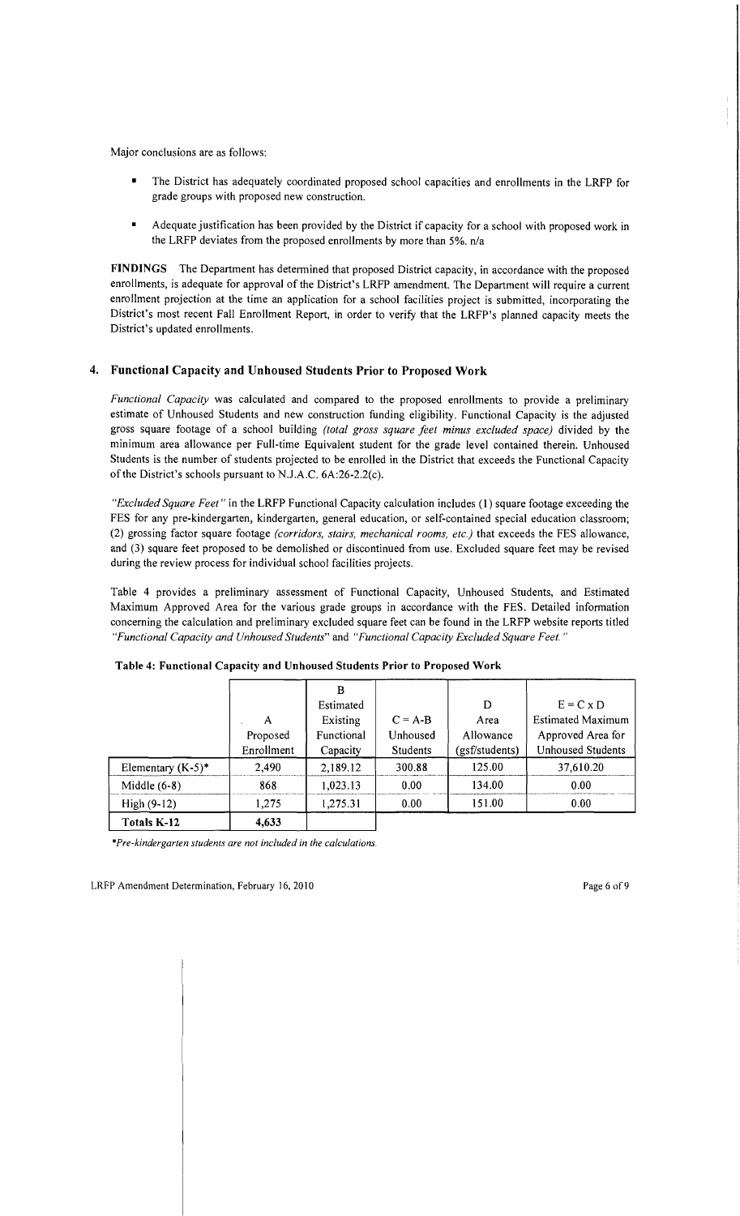Major conclusions are as follows:

- The District has adequately coordinated proposed school capacities and enrollments in the LRFP for grade groups with proposed new construction.
- Adequate justification has been provided by the District if capacity for a school with proposed work in the LRFP deviates from the proposed enrollments by more than 5%. n/a

**FINDINGS** The Department has determined that proposed District capacity, in accordance with the proposed enrollments, is adequate for approval of the District's LRFP amendment. The Department will require a current enrollment projection at the time an application for a school facilities project is submitted, incorporating the District's most recent Fall Enrollment Report, in order to verify that the LRFP's planned capacity meets the District's updated enrollments.

## 4. Functional Capacity and Unhoused Students Prior to Proposed Work

*Functional Capacity* was calculated and compared to the proposed enrollments to provide a preliminary estimate of Unhoused Students and new construction funding eligibility. Functional Capacity is the adjusted gross square footage of a school building *(total gross square feet minus excluded space)* divided by the minimum area allowance per Full-time Equivalent student for the grade level contained therein. Unhoused Students is the number of students projected to be enrolled in the District that exceeds the Functional Capacity of the District's schools pursuant to N.J.A.C. 6A:26-2.2(c).

*"Excluded Square Feet"* in the LRFP Functional Capacity calculation includes (1) square footage exceeding the FES for any pre-kindergarten, kindergarten, general education, or self-contained special education classroom; (2) grossing factor square footage *(corridors, stairs, mechanical rooms, etc.)* that exceeds the FES allowance, and (3) square feet proposed to be demolished or discontinued from use. Excluded square feet may be revised during the review process for individual school facilities projects.

Table 4 provides a preliminary assessment of Functional Capacity, Unhoused Students, and Estimated Maximum Approved Area for the various grade groups in accordance with the FES. Detailed information concerning the calculation and preliminary excluded square feet can be found in the LRFP website reports titled *"Functional Capacity and Unhoused Students"* and *"Functional Capacity Excluded Square Feet."*

**Table 4: Functional Capacity and Unhoused Students Prior to Proposed Work**

| | A<br>Proposed Enrollment | B<br>Estimated Existing Functional Capacity | C = A-B<br>Unhoused Students | D<br>Area Allowance (gsf/students) | E = C x D<br>Estimated Maximum Approved Area for Unhoused Students |
|---|---|---|---|---|---|
| Elementary (K-5)* | 2,490 | 2,189.12 | 300.88 | 125.00 | 37,610.20 |
| Middle (6-8) | 868 | 1,023.13 | 0.00 | 134.00 | 0.00 |
| High (9-12) | 1,275 | 1,275.31 | 0.00 | 151.00 | 0.00 |
| **Totals K-12** | 4,633 | | | | |

*\*Pre-kindergarten students are not included in the calculations.*

LRFP Amendment Determination, February 16, 2010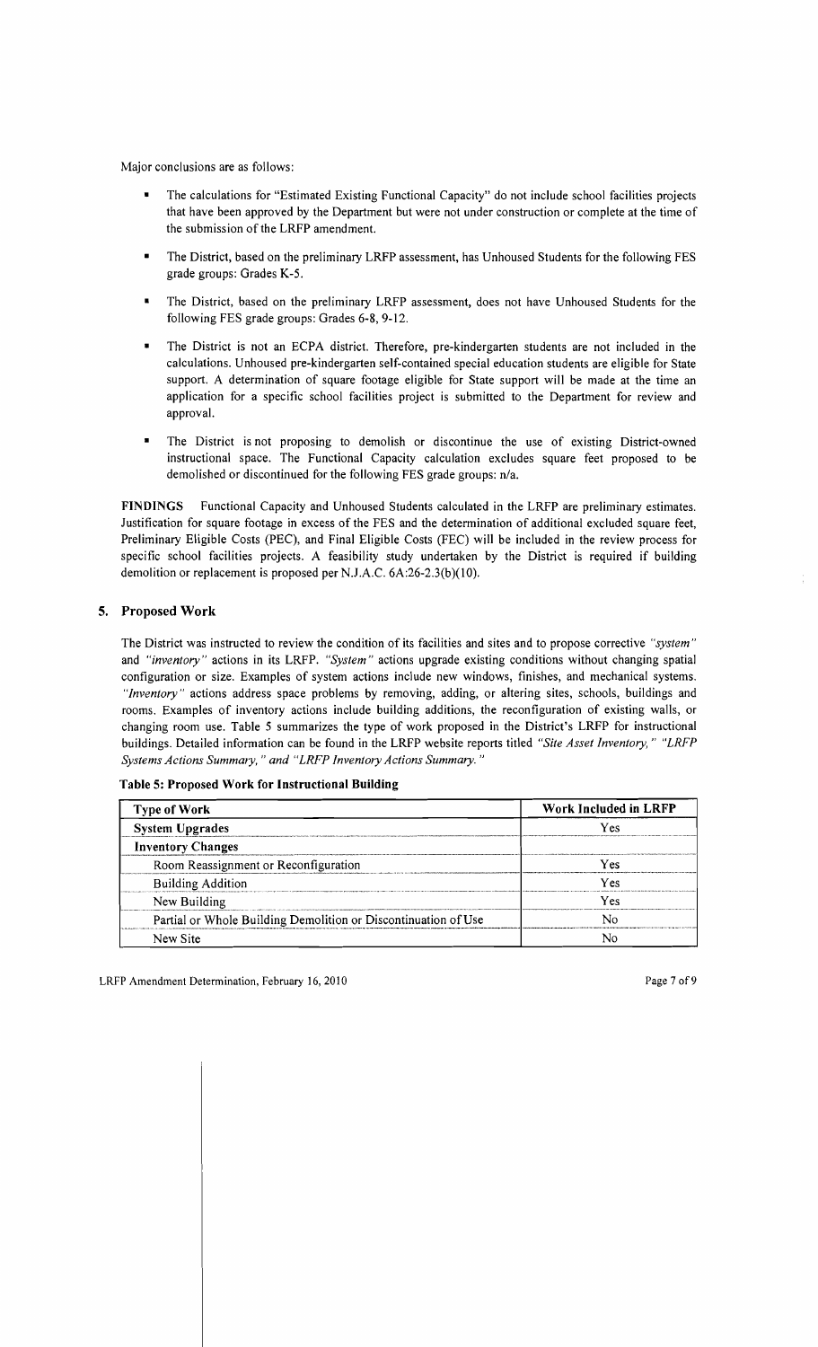Major conclusions are as follows:

- The calculations for "Estimated Existing Functional Capacity" do not include school facilities projects that have been approved by the Department but were not under construction or complete at the time of the submission of the LRFP amendment.
- The District, based on the preliminary LRFP assessment, has Unhoused Students for the following FES grade groups: Grades K-5.
- The District, based on the preliminary LRFP assessment, does not have Unhoused Students for the following FES grade groups: Grades 6-8, 9-12.
- The District is not an ECPA district. Therefore, pre-kindergarten students are not included in the calculations. Unhoused pre-kindergarten self-contained special education students are eligible for State support. A determination of square footage eligible for State support will be made at the time an application for a specific school facilities project is submitted to the Department for review and approval.
- The District is not proposing to demolish or discontinue the use of existing District-owned instructional space. The Functional Capacity calculation excludes square feet proposed to be demolished or discontinued for the following FES grade groups: n/a.

**FINDINGS** Functional Capacity and Unhoused Students calculated in the LRFP are preliminary estimates. Justification for square footage in excess of the FES and the determination of additional excluded square feet, Preliminary Eligible Costs (PEC), and Final Eligible Costs (FEC) will be included in the review process for specific school facilities projects. A feasibility study undertaken by the District is required if building demolition or replacement is proposed per N.J.A.C. 6A:26-2.3(b)(10).

## 5. Proposed Work

The District was instructed to review the condition of its facilities and sites and to propose corrective *"system"* and *"inventory"* actions in its LRFP. *"System"* actions upgrade existing conditions without changing spatial configuration or size. Examples of system actions include new windows, finishes, and mechanical systems. *"Inventory"* actions address space problems by removing, adding, or altering sites, schools, buildings and rooms. Examples of inventory actions include building additions, the reconfiguration of existing walls, or changing room use. Table 5 summarizes the type of work proposed in the District's LRFP for instructional buildings. Detailed information can be found in the LRFP website reports titled *"Site Asset Inventory," "LRFP Systems Actions Summary," and "LRFP Inventory Actions Summary."*

**Table 5: Proposed Work for Instructional Building**

| Type of Work | Work Included in LRFP |
| --- | --- |
| **System Upgrades** | Yes |
| **Inventory Changes** | |
| Room Reassignment or Reconfiguration | Yes |
| Building Addition | Yes |
| New Building | Yes |
| Partial or Whole Building Demolition or Discontinuation of Use | No |
| New Site | No |

LRFP Amendment Determination, February 16, 2010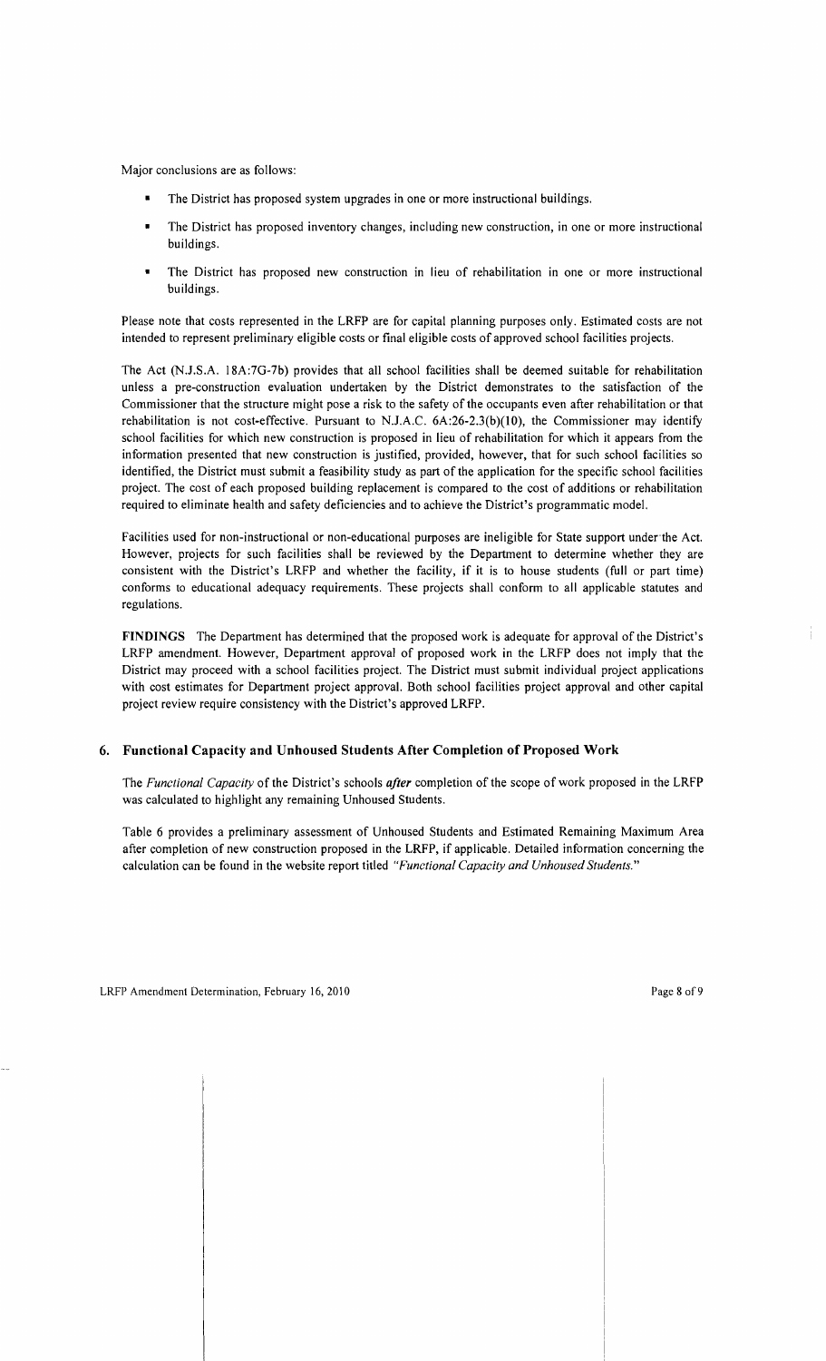Major conclusions are as follows:

- The District has proposed system upgrades in one or more instructional buildings.
- The District has proposed inventory changes, including new construction, in one or more instructional buildings.
- The District has proposed new construction in lieu of rehabilitation in one or more instructional buildings.

Please note that costs represented in the LRFP are for capital planning purposes only. Estimated costs are not intended to represent preliminary eligible costs or final eligible costs of approved school facilities projects.

The Act (N.J.S.A. 18A:7G-7b) provides that all school facilities shall be deemed suitable for rehabilitation unless a pre-construction evaluation undertaken by the District demonstrates to the satisfaction of the Commissioner that the structure might pose a risk to the safety of the occupants even after rehabilitation or that rehabilitation is not cost-effective. Pursuant to N.J.A.C. 6A:26-2.3(b)(10), the Commissioner may identify school facilities for which new construction is proposed in lieu of rehabilitation for which it appears from the information presented that new construction is justified, provided, however, that for such school facilities so identified, the District must submit a feasibility study as part of the application for the specific school facilities project. The cost of each proposed building replacement is compared to the cost of additions or rehabilitation required to eliminate health and safety deficiencies and to achieve the District's programmatic model.

Facilities used for non-instructional or non-educational purposes are ineligible for State support under the Act. However, projects for such facilities shall be reviewed by the Department to determine whether they are consistent with the District's LRFP and whether the facility, if it is to house students (full or part time) conforms to educational adequacy requirements. These projects shall conform to all applicable statutes and regulations.

**FINDINGS** The Department has determined that the proposed work is adequate for approval of the District's LRFP amendment. However, Department approval of proposed work in the LRFP does not imply that the District may proceed with a school facilities project. The District must submit individual project applications with cost estimates for Department project approval. Both school facilities project approval and other capital project review require consistency with the District's approved LRFP.

## 6. Functional Capacity and Unhoused Students After Completion of Proposed Work

The *Functional Capacity* of the District's schools ***after*** completion of the scope of work proposed in the LRFP was calculated to highlight any remaining Unhoused Students.

Table 6 provides a preliminary assessment of Unhoused Students and Estimated Remaining Maximum Area after completion of new construction proposed in the LRFP, if applicable. Detailed information concerning the calculation can be found in the website report titled *"Functional Capacity and Unhoused Students."*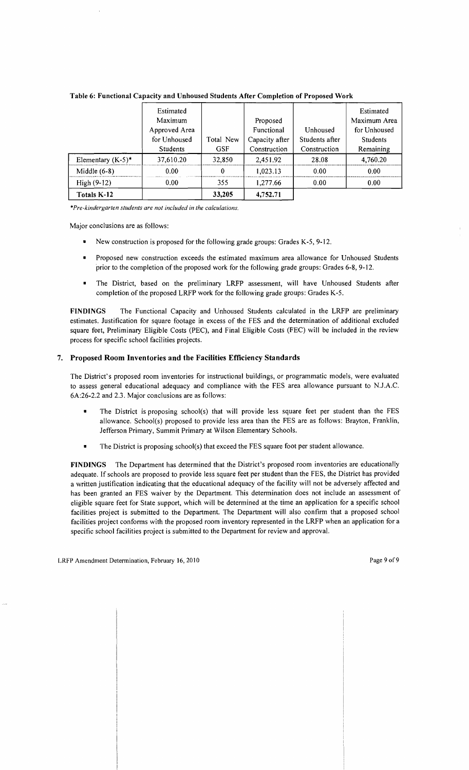**Table 6: Functional Capacity and Unhoused Students After Completion of Proposed Work**

| | Estimated Maximum Approved Area for Unhoused Students | Total New GSF | Proposed Functional Capacity after Construction | Unhoused Students after Construction | Estimated Maximum Area for Unhoused Students Remaining |
|---|---|---|---|---|---|
| Elementary (K-5)* | 37,610.20 | 32,850 | 2,451.92 | 28.08 | 4,760.20 |
| Middle (6-8) | 0.00 | 0 | 1,023.13 | 0.00 | 0.00 |
| High (9-12) | 0.00 | 355 | 1,277.66 | 0.00 | 0.00 |
| **Totals K-12** | | **33,205** | **4,752.71** | | |

*\*Pre-kindergarten students are not included in the calculations.*

Major conclusions are as follows:

- New construction is proposed for the following grade groups: Grades K-5, 9-12.
- Proposed new construction exceeds the estimated maximum area allowance for Unhoused Students prior to the completion of the proposed work for the following grade groups: Grades 6-8, 9-12.
- The District, based on the preliminary LRFP assessment, will have Unhoused Students after completion of the proposed LRFP work for the following grade groups: Grades K-5.

**FINDINGS** The Functional Capacity and Unhoused Students calculated in the LRFP are preliminary estimates. Justification for square footage in excess of the FES and the determination of additional excluded square feet, Preliminary Eligible Costs (PEC), and Final Eligible Costs (FEC) will be included in the review process for specific school facilities projects.

### 7. Proposed Room Inventories and the Facilities Efficiency Standards

The District's proposed room inventories for instructional buildings, or programmatic models, were evaluated to assess general educational adequacy and compliance with the FES area allowance pursuant to N.J.A.C. 6A:26-2.2 and 2.3. Major conclusions are as follows:

- The District is proposing school(s) that will provide less square feet per student than the FES allowance. School(s) proposed to provide less area than the FES are as follows: Brayton, Franklin, Jefferson Primary, Summit Primary at Wilson Elementary Schools.
- The District is proposing school(s) that exceed the FES square foot per student allowance.

**FINDINGS** The Department has determined that the District's proposed room inventories are educationally adequate. If schools are proposed to provide less square feet per student than the FES, the District has provided a written justification indicating that the educational adequacy of the facility will not be adversely affected and has been granted an FES waiver by the Department. This determination does not include an assessment of eligible square feet for State support, which will be determined at the time an application for a specific school facilities project is submitted to the Department. The Department will also confirm that a proposed school facilities project conforms with the proposed room inventory represented in the LRFP when an application for a specific school facilities project is submitted to the Department for review and approval.